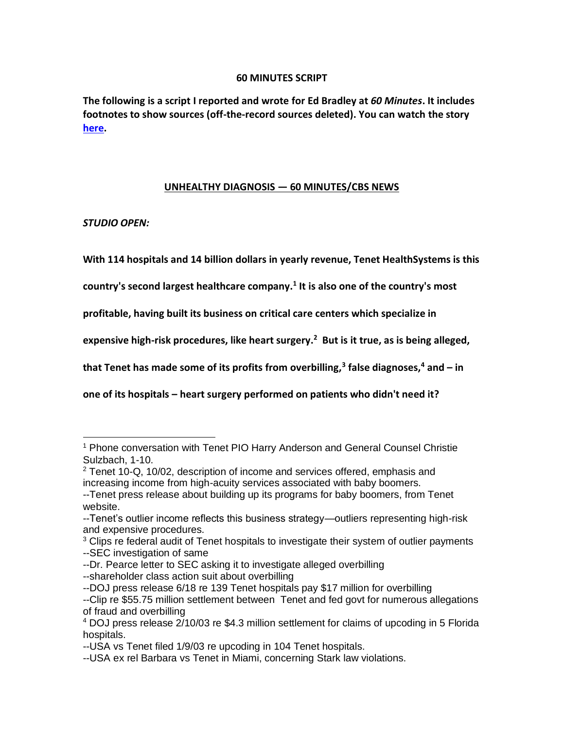# 60 MINUTES SCRIPT

**The following is a script I reported and wrote for Ed Bradley at *60 Minutes*. It includes footnotes to show sources (off-the-record sources deleted). You can watch the story [here](here).**

## UNHEALTHY DIAGNOSIS — 60 MINUTES/CBS NEWS

***STUDIO OPEN:***

**With 114 hospitals and 14 billion dollars in yearly revenue, Tenet HealthSystems is this country's second largest healthcare company.[1] It is also one of the country's most profitable, having built its business on critical care centers which specialize in expensive high-risk procedures, like heart surgery.[2] But is it true, as is being alleged, that Tenet has made some of its profits from overbilling,[3] false diagnoses,[4] and – in one of its hospitals – heart surgery performed on patients who didn't need it?**

---

[1] Phone conversation with Tenet PIO Harry Anderson and General Counsel Christie Sulzbach, 1-10.

[2] Tenet 10-Q, 10/02, description of income and services offered, emphasis and increasing income from high-acuity services associated with baby boomers.
--Tenet press release about building up its programs for baby boomers, from Tenet website.
--Tenet's outlier income reflects this business strategy—outliers representing high-risk and expensive procedures.

[3] Clips re federal audit of Tenet hospitals to investigate their system of outlier payments
--SEC investigation of same
--Dr. Pearce letter to SEC asking it to investigate alleged overbilling
--shareholder class action suit about overbilling
--DOJ press release 6/18 re 139 Tenet hospitals pay $17 million for overbilling
--Clip re $55.75 million settlement between Tenet and fed govt for numerous allegations of fraud and overbilling

[4] DOJ press release 2/10/03 re $4.3 million settlement for claims of upcoding in 5 Florida hospitals.
--USA vs Tenet filed 1/9/03 re upcoding in 104 Tenet hospitals.
--USA ex rel Barbara vs Tenet in Miami, concerning Stark law violations.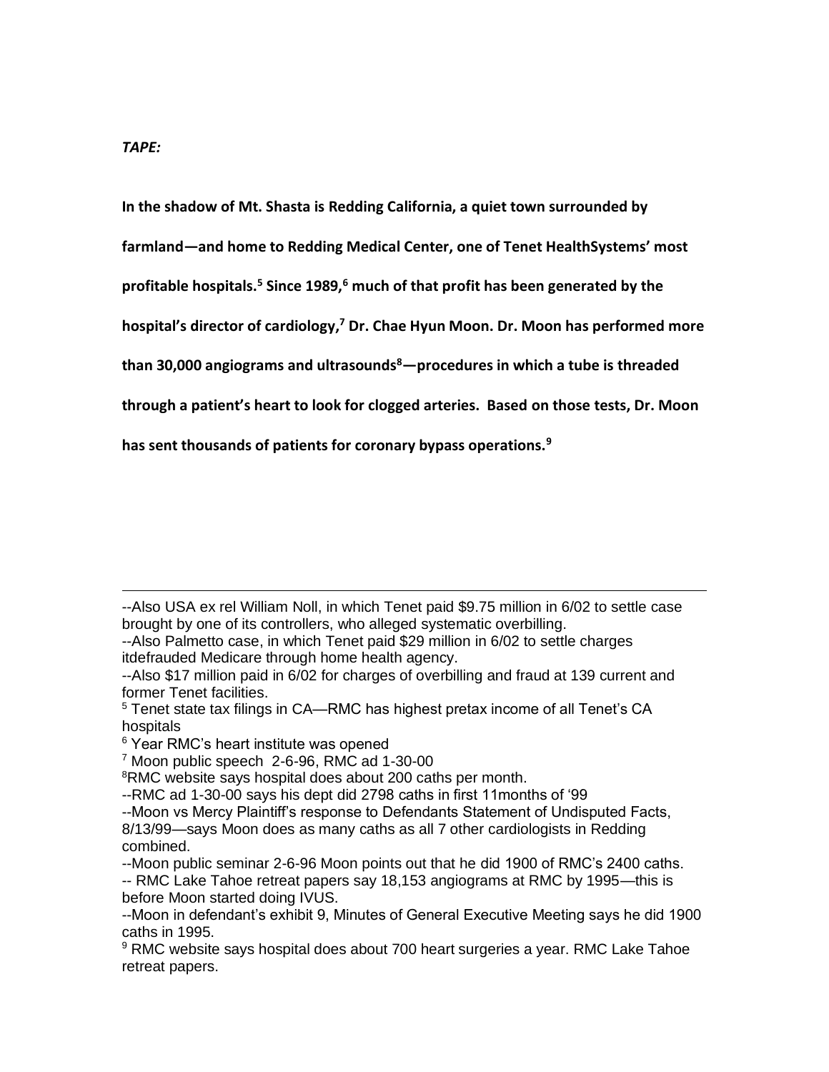***TAPE:***

**In the shadow of Mt. Shasta is Redding California, a quiet town surrounded by farmland—and home to Redding Medical Center, one of Tenet HealthSystems' most profitable hospitals.[5] Since 1989,[6] much of that profit has been generated by the hospital's director of cardiology,[7] Dr. Chae Hyun Moon. Dr. Moon has performed more than 30,000 angiograms and ultrasounds[8]—procedures in which a tube is threaded through a patient's heart to look for clogged arteries. Based on those tests, Dr. Moon has sent thousands of patients for coronary bypass operations.[9]**

---

--Also USA ex rel William Noll, in which Tenet paid $9.75 million in 6/02 to settle case brought by one of its controllers, who alleged systematic overbilling.

--Also Palmetto case, in which Tenet paid $29 million in 6/02 to settle charges itdefrauded Medicare through home health agency.

--Also $17 million paid in 6/02 for charges of overbilling and fraud at 139 current and former Tenet facilities.

[5] Tenet state tax filings in CA—RMC has highest pretax income of all Tenet's CA hospitals

[6] Year RMC's heart institute was opened

[7] Moon public speech 2-6-96, RMC ad 1-30-00

[8] RMC website says hospital does about 200 caths per month.

--RMC ad 1-30-00 says his dept did 2798 caths in first 11months of '99

--Moon vs Mercy Plaintiff's response to Defendants Statement of Undisputed Facts, 8/13/99—says Moon does as many caths as all 7 other cardiologists in Redding combined.

--Moon public seminar 2-6-96 Moon points out that he did 1900 of RMC's 2400 caths.

-- RMC Lake Tahoe retreat papers say 18,153 angiograms at RMC by 1995—this is before Moon started doing IVUS.

--Moon in defendant's exhibit 9, Minutes of General Executive Meeting says he did 1900 caths in 1995.

[9] RMC website says hospital does about 700 heart surgeries a year. RMC Lake Tahoe retreat papers.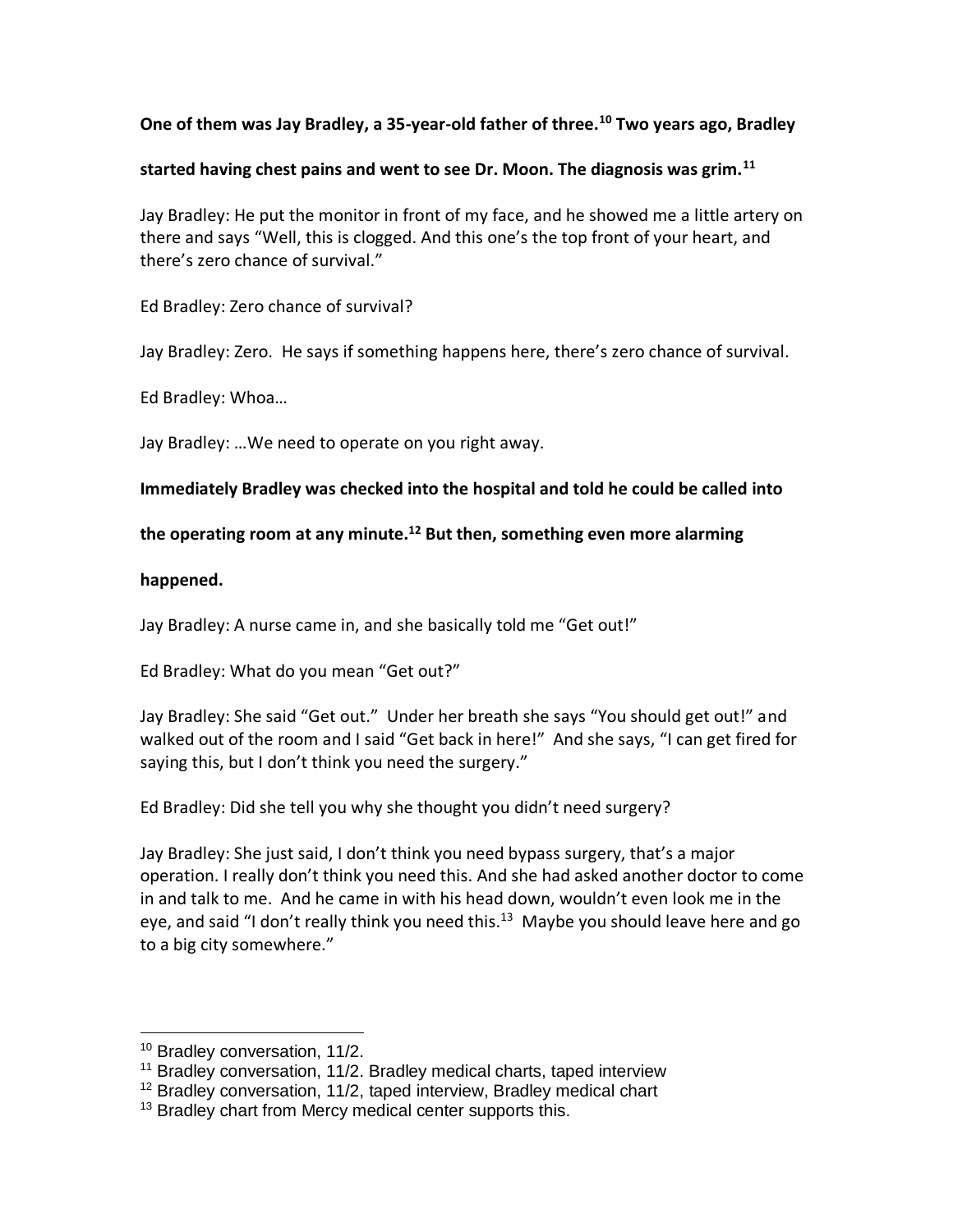**One of them was Jay Bradley, a 35-year-old father of three.[10] Two years ago, Bradley started having chest pains and went to see Dr. Moon. The diagnosis was grim.[11]**

Jay Bradley: He put the monitor in front of my face, and he showed me a little artery on there and says "Well, this is clogged. And this one's the top front of your heart, and there's zero chance of survival."

Ed Bradley: Zero chance of survival?

Jay Bradley: Zero. He says if something happens here, there's zero chance of survival.

Ed Bradley: Whoa…

Jay Bradley: …We need to operate on you right away.

**Immediately Bradley was checked into the hospital and told he could be called into the operating room at any minute.[12] But then, something even more alarming happened.**

Jay Bradley: A nurse came in, and she basically told me "Get out!"

Ed Bradley: What do you mean "Get out?"

Jay Bradley: She said "Get out." Under her breath she says "You should get out!" and walked out of the room and I said "Get back in here!" And she says, "I can get fired for saying this, but I don't think you need the surgery."

Ed Bradley: Did she tell you why she thought you didn't need surgery?

Jay Bradley: She just said, I don't think you need bypass surgery, that's a major operation. I really don't think you need this. And she had asked another doctor to come in and talk to me. And he came in with his head down, wouldn't even look me in the eye, and said "I don't really think you need this.[13] Maybe you should leave here and go to a big city somewhere."

---

[10] Bradley conversation, 11/2.

[11] Bradley conversation, 11/2. Bradley medical charts, taped interview

[12] Bradley conversation, 11/2, taped interview, Bradley medical chart

[13] Bradley chart from Mercy medical center supports this.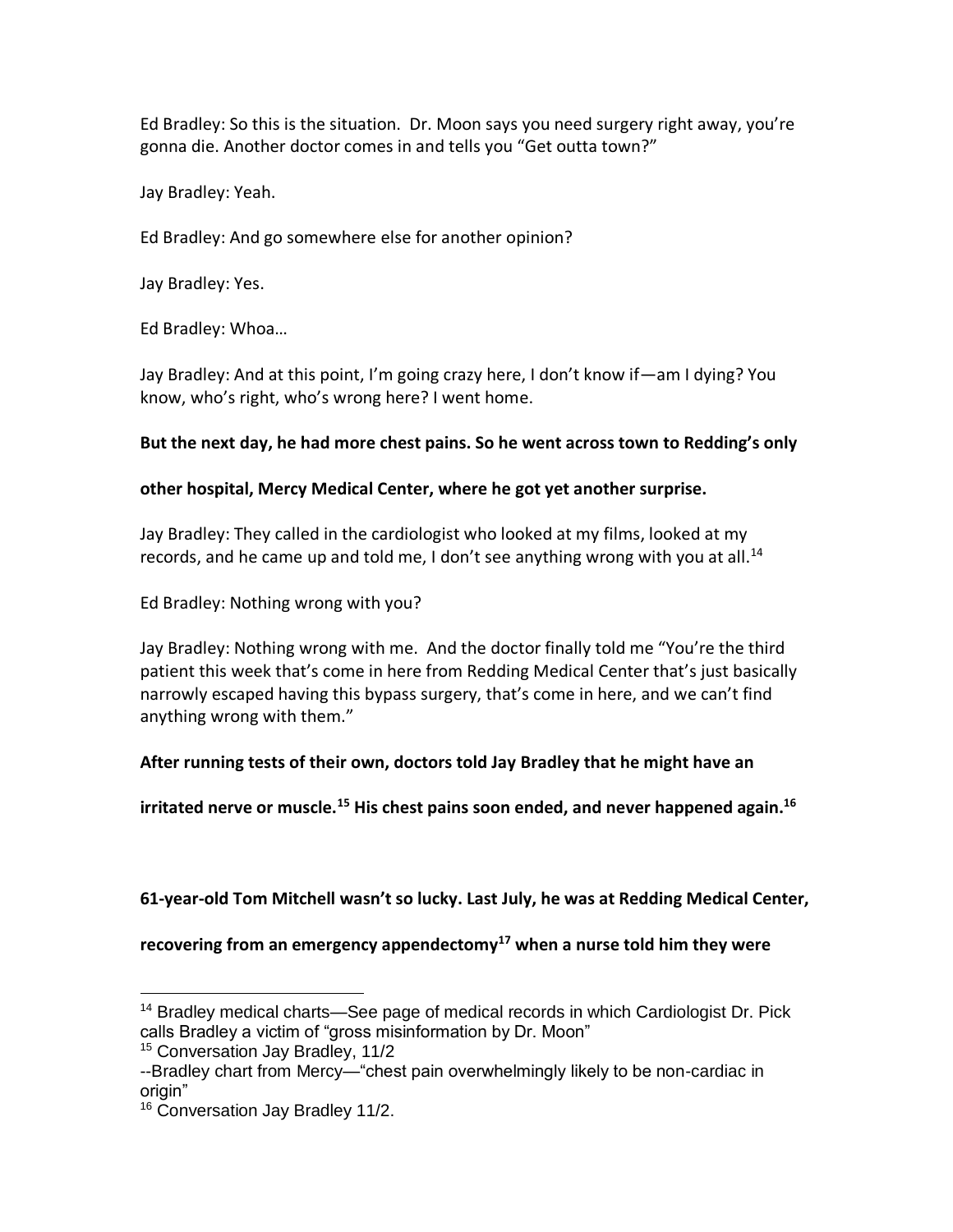Ed Bradley: So this is the situation. Dr. Moon says you need surgery right away, you're gonna die. Another doctor comes in and tells you "Get outta town?"

Jay Bradley: Yeah.

Ed Bradley: And go somewhere else for another opinion?

Jay Bradley: Yes.

Ed Bradley: Whoa…

Jay Bradley: And at this point, I'm going crazy here, I don't know if—am I dying? You know, who's right, who's wrong here? I went home.

**But the next day, he had more chest pains. So he went across town to Redding's only other hospital, Mercy Medical Center, where he got yet another surprise.**

Jay Bradley: They called in the cardiologist who looked at my films, looked at my records, and he came up and told me, I don't see anything wrong with you at all.[14]

Ed Bradley: Nothing wrong with you?

Jay Bradley: Nothing wrong with me. And the doctor finally told me "You're the third patient this week that's come in here from Redding Medical Center that's just basically narrowly escaped having this bypass surgery, that's come in here, and we can't find anything wrong with them."

**After running tests of their own, doctors told Jay Bradley that he might have an irritated nerve or muscle.[15] His chest pains soon ended, and never happened again.[16]**

**61-year-old Tom Mitchell wasn't so lucky. Last July, he was at Redding Medical Center, recovering from an emergency appendectomy[17] when a nurse told him they were**

---

[14] Bradley medical charts—See page of medical records in which Cardiologist Dr. Pick calls Bradley a victim of "gross misinformation by Dr. Moon"

[15] Conversation Jay Bradley, 11/2

--Bradley chart from Mercy—"chest pain overwhelmingly likely to be non-cardiac in origin"

[16] Conversation Jay Bradley 11/2.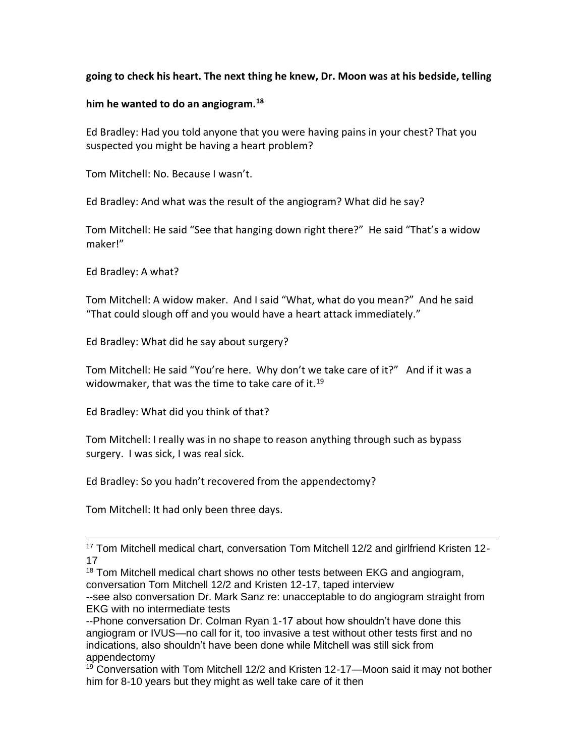**going to check his heart. The next thing he knew, Dr. Moon was at his bedside, telling him he wanted to do an angiogram.[18]**

Ed Bradley: Had you told anyone that you were having pains in your chest? That you suspected you might be having a heart problem?

Tom Mitchell: No. Because I wasn't.

Ed Bradley: And what was the result of the angiogram? What did he say?

Tom Mitchell: He said "See that hanging down right there?" He said "That's a widow maker!"

Ed Bradley: A what?

Tom Mitchell: A widow maker. And I said "What, what do you mean?" And he said "That could slough off and you would have a heart attack immediately."

Ed Bradley: What did he say about surgery?

Tom Mitchell: He said "You're here. Why don't we take care of it?" And if it was a widowmaker, that was the time to take care of it.[19]

Ed Bradley: What did you think of that?

Tom Mitchell: I really was in no shape to reason anything through such as bypass surgery. I was sick, I was real sick.

Ed Bradley: So you hadn't recovered from the appendectomy?

Tom Mitchell: It had only been three days.

---

[17] Tom Mitchell medical chart, conversation Tom Mitchell 12/2 and girlfriend Kristen 12-17

[18] Tom Mitchell medical chart shows no other tests between EKG and angiogram, conversation Tom Mitchell 12/2 and Kristen 12-17, taped interview
--see also conversation Dr. Mark Sanz re: unacceptable to do angiogram straight from EKG with no intermediate tests
--Phone conversation Dr. Colman Ryan 1-17 about how shouldn't have done this angiogram or IVUS—no call for it, too invasive a test without other tests first and no indications, also shouldn't have been done while Mitchell was still sick from appendectomy

[19] Conversation with Tom Mitchell 12/2 and Kristen 12-17—Moon said it may not bother him for 8-10 years but they might as well take care of it then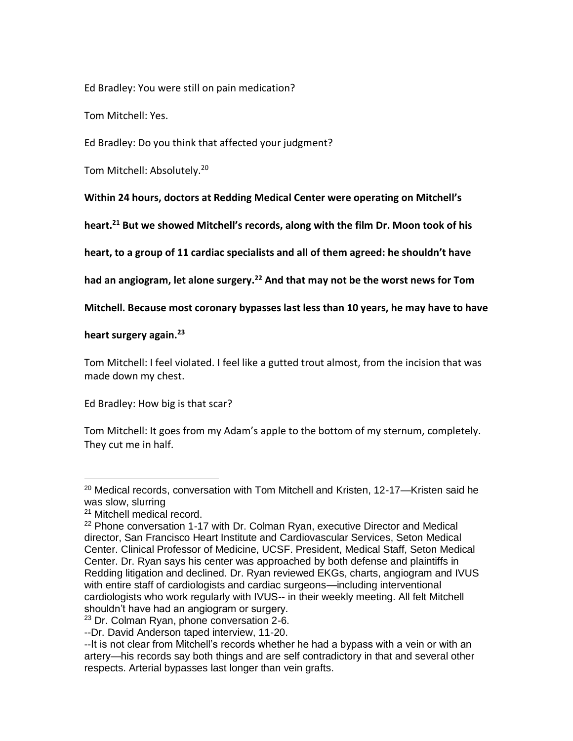Ed Bradley: You were still on pain medication?

Tom Mitchell: Yes.

Ed Bradley: Do you think that affected your judgment?

Tom Mitchell: Absolutely.[20]

**Within 24 hours, doctors at Redding Medical Center were operating on Mitchell's heart.[21] But we showed Mitchell's records, along with the film Dr. Moon took of his heart, to a group of 11 cardiac specialists and all of them agreed: he shouldn't have had an angiogram, let alone surgery.[22] And that may not be the worst news for Tom Mitchell. Because most coronary bypasses last less than 10 years, he may have to have heart surgery again.[23]**

Tom Mitchell: I feel violated. I feel like a gutted trout almost, from the incision that was made down my chest.

Ed Bradley: How big is that scar?

Tom Mitchell: It goes from my Adam's apple to the bottom of my sternum, completely. They cut me in half.

---

[20] Medical records, conversation with Tom Mitchell and Kristen, 12-17—Kristen said he was slow, slurring

[21] Mitchell medical record.

[22] Phone conversation 1-17 with Dr. Colman Ryan, executive Director and Medical director, San Francisco Heart Institute and Cardiovascular Services, Seton Medical Center. Clinical Professor of Medicine, UCSF. President, Medical Staff, Seton Medical Center. Dr. Ryan says his center was approached by both defense and plaintiffs in Redding litigation and declined. Dr. Ryan reviewed EKGs, charts, angiogram and IVUS with entire staff of cardiologists and cardiac surgeons—including interventional cardiologists who work regularly with IVUS-- in their weekly meeting. All felt Mitchell shouldn't have had an angiogram or surgery.

[23] Dr. Colman Ryan, phone conversation 2-6.

--Dr. David Anderson taped interview, 11-20.

--It is not clear from Mitchell's records whether he had a bypass with a vein or with an artery—his records say both things and are self contradictory in that and several other respects. Arterial bypasses last longer than vein grafts.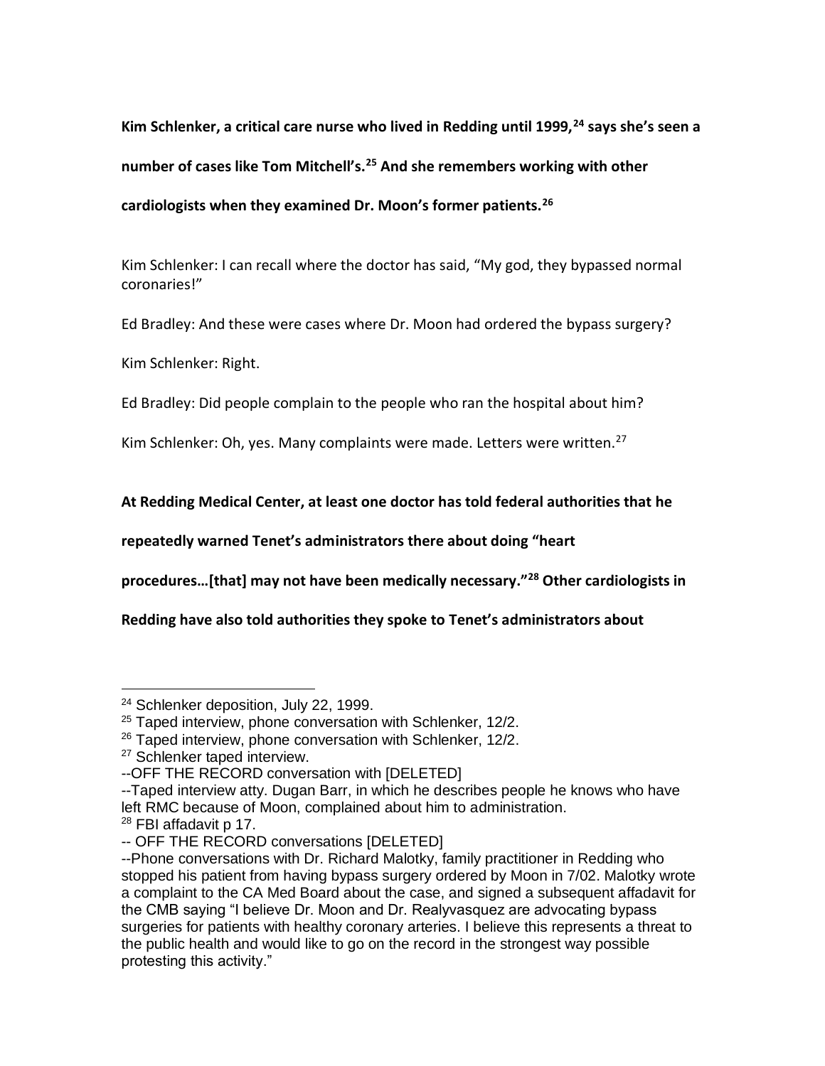**Kim Schlenker, a critical care nurse who lived in Redding until 1999,[24] says she's seen a number of cases like Tom Mitchell's.[25] And she remembers working with other cardiologists when they examined Dr. Moon's former patients.[26]**

Kim Schlenker: I can recall where the doctor has said, "My god, they bypassed normal coronaries!"

Ed Bradley: And these were cases where Dr. Moon had ordered the bypass surgery?

Kim Schlenker: Right.

Ed Bradley: Did people complain to the people who ran the hospital about him?

Kim Schlenker: Oh, yes. Many complaints were made. Letters were written.[27]

**At Redding Medical Center, at least one doctor has told federal authorities that he repeatedly warned Tenet's administrators there about doing "heart procedures…[that] may not have been medically necessary."[28] Other cardiologists in Redding have also told authorities they spoke to Tenet's administrators about**

---

[24] Schlenker deposition, July 22, 1999.

[25] Taped interview, phone conversation with Schlenker, 12/2.

[26] Taped interview, phone conversation with Schlenker, 12/2.

[27] Schlenker taped interview.

--OFF THE RECORD conversation with [DELETED]

--Taped interview atty. Dugan Barr, in which he describes people he knows who have left RMC because of Moon, complained about him to administration.

[28] FBI affadavit p 17.

-- OFF THE RECORD conversations [DELETED]

--Phone conversations with Dr. Richard Malotky, family practitioner in Redding who stopped his patient from having bypass surgery ordered by Moon in 7/02. Malotky wrote a complaint to the CA Med Board about the case, and signed a subsequent affadavit for the CMB saying "I believe Dr. Moon and Dr. Realyvasquez are advocating bypass surgeries for patients with healthy coronary arteries. I believe this represents a threat to the public health and would like to go on the record in the strongest way possible protesting this activity."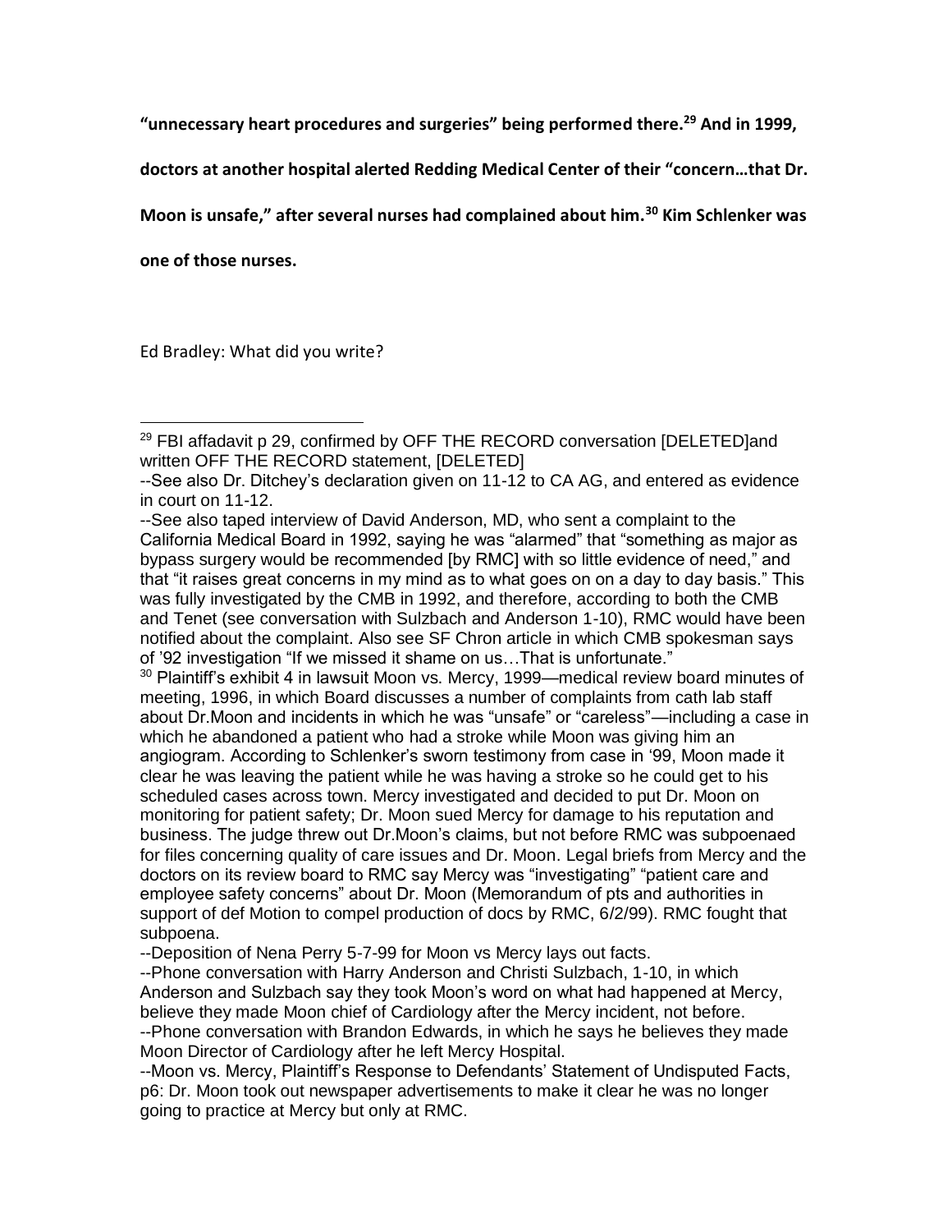**"unnecessary heart procedures and surgeries" being performed there.[29] And in 1999, doctors at another hospital alerted Redding Medical Center of their "concern…that Dr. Moon is unsafe," after several nurses had complained about him.[30] Kim Schlenker was one of those nurses.**

Ed Bradley: What did you write?

---

[29] FBI affadavit p 29, confirmed by OFF THE RECORD conversation [DELETED]and written OFF THE RECORD statement, [DELETED]

--See also Dr. Ditchey's declaration given on 11-12 to CA AG, and entered as evidence in court on 11-12.

--See also taped interview of David Anderson, MD, who sent a complaint to the California Medical Board in 1992, saying he was "alarmed" that "something as major as bypass surgery would be recommended [by RMC] with so little evidence of need," and that "it raises great concerns in my mind as to what goes on on a day to day basis." This was fully investigated by the CMB in 1992, and therefore, according to both the CMB and Tenet (see conversation with Sulzbach and Anderson 1-10), RMC would have been notified about the complaint. Also see SF Chron article in which CMB spokesman says of '92 investigation "If we missed it shame on us…That is unfortunate."

[30] Plaintiff's exhibit 4 in lawsuit Moon vs. Mercy, 1999—medical review board minutes of meeting, 1996, in which Board discusses a number of complaints from cath lab staff about Dr.Moon and incidents in which he was "unsafe" or "careless"—including a case in which he abandoned a patient who had a stroke while Moon was giving him an angiogram. According to Schlenker's sworn testimony from case in '99, Moon made it clear he was leaving the patient while he was having a stroke so he could get to his scheduled cases across town. Mercy investigated and decided to put Dr. Moon on monitoring for patient safety; Dr. Moon sued Mercy for damage to his reputation and business. The judge threw out Dr.Moon's claims, but not before RMC was subpoenaed for files concerning quality of care issues and Dr. Moon. Legal briefs from Mercy and the doctors on its review board to RMC say Mercy was "investigating" "patient care and employee safety concerns" about Dr. Moon (Memorandum of pts and authorities in support of def Motion to compel production of docs by RMC, 6/2/99). RMC fought that subpoena.

--Deposition of Nena Perry 5-7-99 for Moon vs Mercy lays out facts.

--Phone conversation with Harry Anderson and Christi Sulzbach, 1-10, in which Anderson and Sulzbach say they took Moon's word on what had happened at Mercy, believe they made Moon chief of Cardiology after the Mercy incident, not before.

--Phone conversation with Brandon Edwards, in which he says he believes they made Moon Director of Cardiology after he left Mercy Hospital.

--Moon vs. Mercy, Plaintiff's Response to Defendants' Statement of Undisputed Facts, p6: Dr. Moon took out newspaper advertisements to make it clear he was no longer going to practice at Mercy but only at RMC.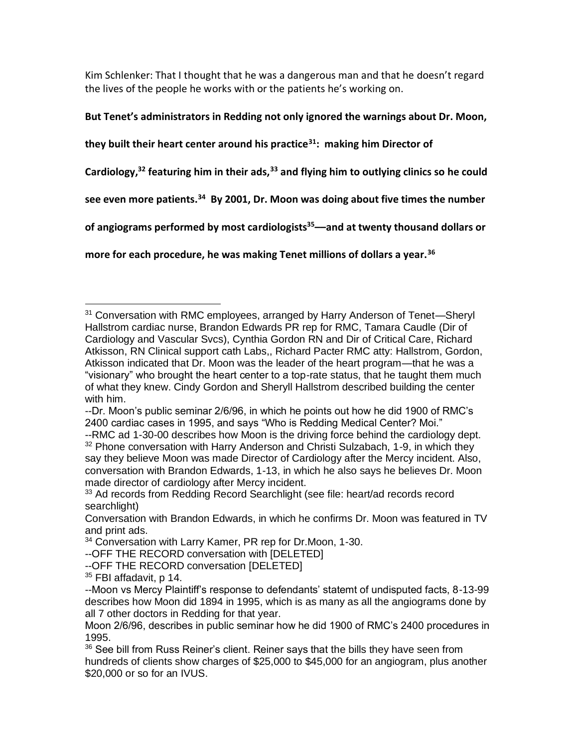Kim Schlenker: That I thought that he was a dangerous man and that he doesn't regard the lives of the people he works with or the patients he's working on.

**But Tenet's administrators in Redding not only ignored the warnings about Dr. Moon, they built their heart center around his practice[31]: making him Director of Cardiology,[32] featuring him in their ads,[33] and flying him to outlying clinics so he could see even more patients.[34] By 2001, Dr. Moon was doing about five times the number of angiograms performed by most cardiologists[35]—and at twenty thousand dollars or more for each procedure, he was making Tenet millions of dollars a year.[36]**

---

[31] Conversation with RMC employees, arranged by Harry Anderson of Tenet—Sheryl Hallstrom cardiac nurse, Brandon Edwards PR rep for RMC, Tamara Caudle (Dir of Cardiology and Vascular Svcs), Cynthia Gordon RN and Dir of Critical Care, Richard Atkisson, RN Clinical support cath Labs,, Richard Pacter RMC atty: Hallstrom, Gordon, Atkisson indicated that Dr. Moon was the leader of the heart program—that he was a "visionary" who brought the heart center to a top-rate status, that he taught them much of what they knew. Cindy Gordon and Sheryll Hallstrom described building the center with him.

--Dr. Moon's public seminar 2/6/96, in which he points out how he did 1900 of RMC's 2400 cardiac cases in 1995, and says "Who is Redding Medical Center? Moi."

--RMC ad 1-30-00 describes how Moon is the driving force behind the cardiology dept.

[32] Phone conversation with Harry Anderson and Christi Sulzabach, 1-9, in which they say they believe Moon was made Director of Cardiology after the Mercy incident. Also, conversation with Brandon Edwards, 1-13, in which he also says he believes Dr. Moon made director of cardiology after Mercy incident.

[33] Ad records from Redding Record Searchlight (see file: heart/ad records record searchlight)

Conversation with Brandon Edwards, in which he confirms Dr. Moon was featured in TV and print ads.

[34] Conversation with Larry Kamer, PR rep for Dr.Moon, 1-30.

--OFF THE RECORD conversation with [DELETED]

--OFF THE RECORD conversation [DELETED]

[35] FBI affadavit, p 14.

--Moon vs Mercy Plaintiff's response to defendants' statemt of undisputed facts, 8-13-99 describes how Moon did 1894 in 1995, which is as many as all the angiograms done by all 7 other doctors in Redding for that year.

Moon 2/6/96, describes in public seminar how he did 1900 of RMC's 2400 procedures in 1995.

[36] See bill from Russ Reiner's client. Reiner says that the bills they have seen from hundreds of clients show charges of $25,000 to $45,000 for an angiogram, plus another $20,000 or so for an IVUS.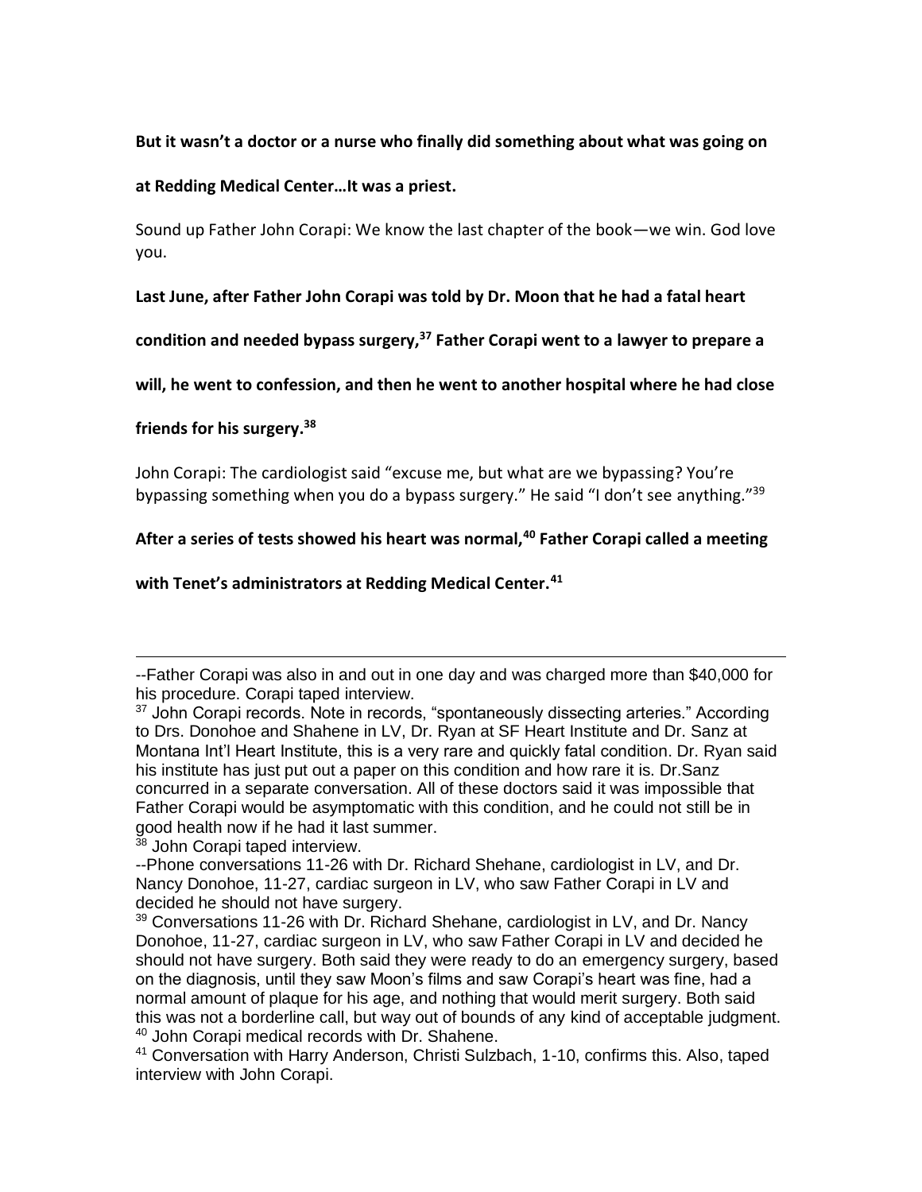**But it wasn't a doctor or a nurse who finally did something about what was going on at Redding Medical Center…It was a priest.**

Sound up Father John Corapi: We know the last chapter of the book—we win. God love you.

**Last June, after Father John Corapi was told by Dr. Moon that he had a fatal heart condition and needed bypass surgery,[37] Father Corapi went to a lawyer to prepare a will, he went to confession, and then he went to another hospital where he had close friends for his surgery.[38]**

John Corapi: The cardiologist said "excuse me, but what are we bypassing? You're bypassing something when you do a bypass surgery." He said "I don't see anything."[39]

**After a series of tests showed his heart was normal,[40] Father Corapi called a meeting with Tenet's administrators at Redding Medical Center.[41]**

---

--Father Corapi was also in and out in one day and was charged more than $40,000 for his procedure. Corapi taped interview.

[37] John Corapi records. Note in records, "spontaneously dissecting arteries." According to Drs. Donohoe and Shahene in LV, Dr. Ryan at SF Heart Institute and Dr. Sanz at Montana Int'l Heart Institute, this is a very rare and quickly fatal condition. Dr. Ryan said his institute has just put out a paper on this condition and how rare it is. Dr.Sanz concurred in a separate conversation. All of these doctors said it was impossible that Father Corapi would be asymptomatic with this condition, and he could not still be in good health now if he had it last summer.

[38] John Corapi taped interview.

--Phone conversations 11-26 with Dr. Richard Shehane, cardiologist in LV, and Dr. Nancy Donohoe, 11-27, cardiac surgeon in LV, who saw Father Corapi in LV and decided he should not have surgery.

[39] Conversations 11-26 with Dr. Richard Shehane, cardiologist in LV, and Dr. Nancy Donohoe, 11-27, cardiac surgeon in LV, who saw Father Corapi in LV and decided he should not have surgery. Both said they were ready to do an emergency surgery, based on the diagnosis, until they saw Moon's films and saw Corapi's heart was fine, had a normal amount of plaque for his age, and nothing that would merit surgery. Both said this was not a borderline call, but way out of bounds of any kind of acceptable judgment.

[40] John Corapi medical records with Dr. Shahene.

[41] Conversation with Harry Anderson, Christi Sulzbach, 1-10, confirms this. Also, taped interview with John Corapi.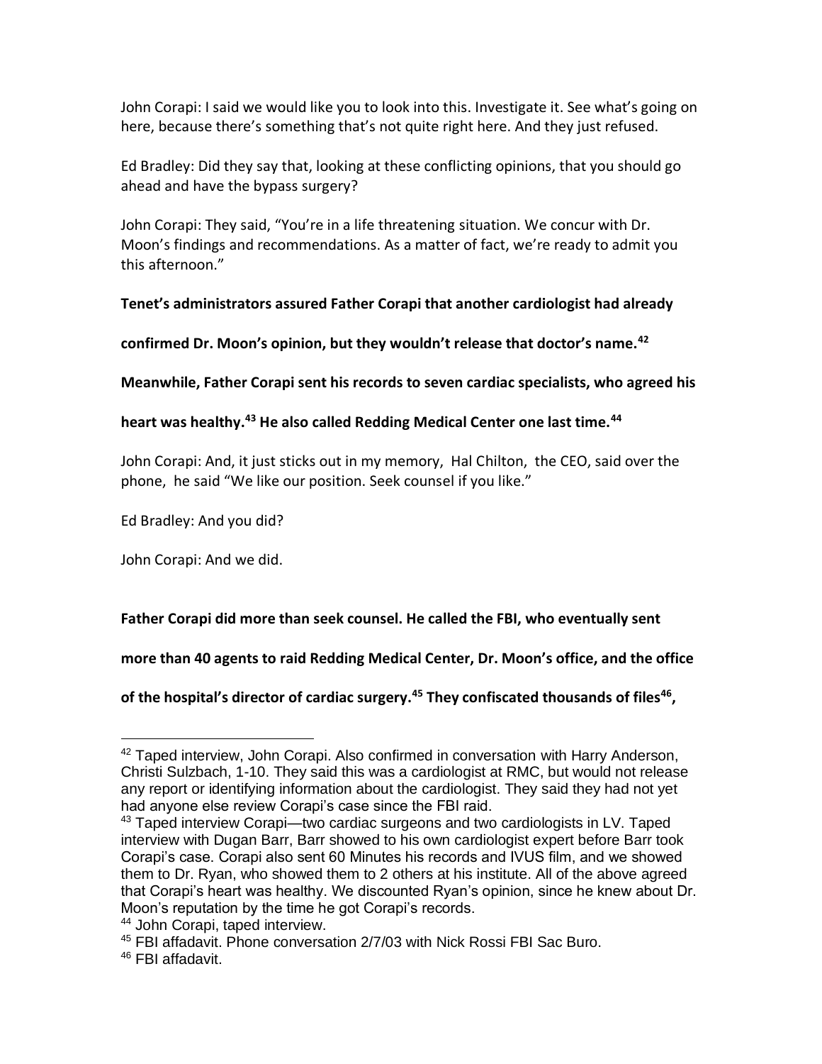John Corapi: I said we would like you to look into this. Investigate it. See what's going on here, because there's something that's not quite right here. And they just refused.

Ed Bradley: Did they say that, looking at these conflicting opinions, that you should go ahead and have the bypass surgery?

John Corapi: They said, "You're in a life threatening situation. We concur with Dr. Moon's findings and recommendations. As a matter of fact, we're ready to admit you this afternoon."

**Tenet's administrators assured Father Corapi that another cardiologist had already confirmed Dr. Moon's opinion, but they wouldn't release that doctor's name.[42] Meanwhile, Father Corapi sent his records to seven cardiac specialists, who agreed his heart was healthy.[43] He also called Redding Medical Center one last time.[44]**

John Corapi: And, it just sticks out in my memory, Hal Chilton, the CEO, said over the phone, he said "We like our position. Seek counsel if you like."

Ed Bradley: And you did?

John Corapi: And we did.

**Father Corapi did more than seek counsel. He called the FBI, who eventually sent more than 40 agents to raid Redding Medical Center, Dr. Moon's office, and the office of the hospital's director of cardiac surgery.[45] They confiscated thousands of files[46],**

---

[42] Taped interview, John Corapi. Also confirmed in conversation with Harry Anderson, Christi Sulzbach, 1-10. They said this was a cardiologist at RMC, but would not release any report or identifying information about the cardiologist. They said they had not yet had anyone else review Corapi's case since the FBI raid.

[43] Taped interview Corapi—two cardiac surgeons and two cardiologists in LV. Taped interview with Dugan Barr, Barr showed to his own cardiologist expert before Barr took Corapi's case. Corapi also sent 60 Minutes his records and IVUS film, and we showed them to Dr. Ryan, who showed them to 2 others at his institute. All of the above agreed that Corapi's heart was healthy. We discounted Ryan's opinion, since he knew about Dr. Moon's reputation by the time he got Corapi's records.

[44] John Corapi, taped interview.

[45] FBI affadavit. Phone conversation 2/7/03 with Nick Rossi FBI Sac Buro.

[46] FBI affadavit.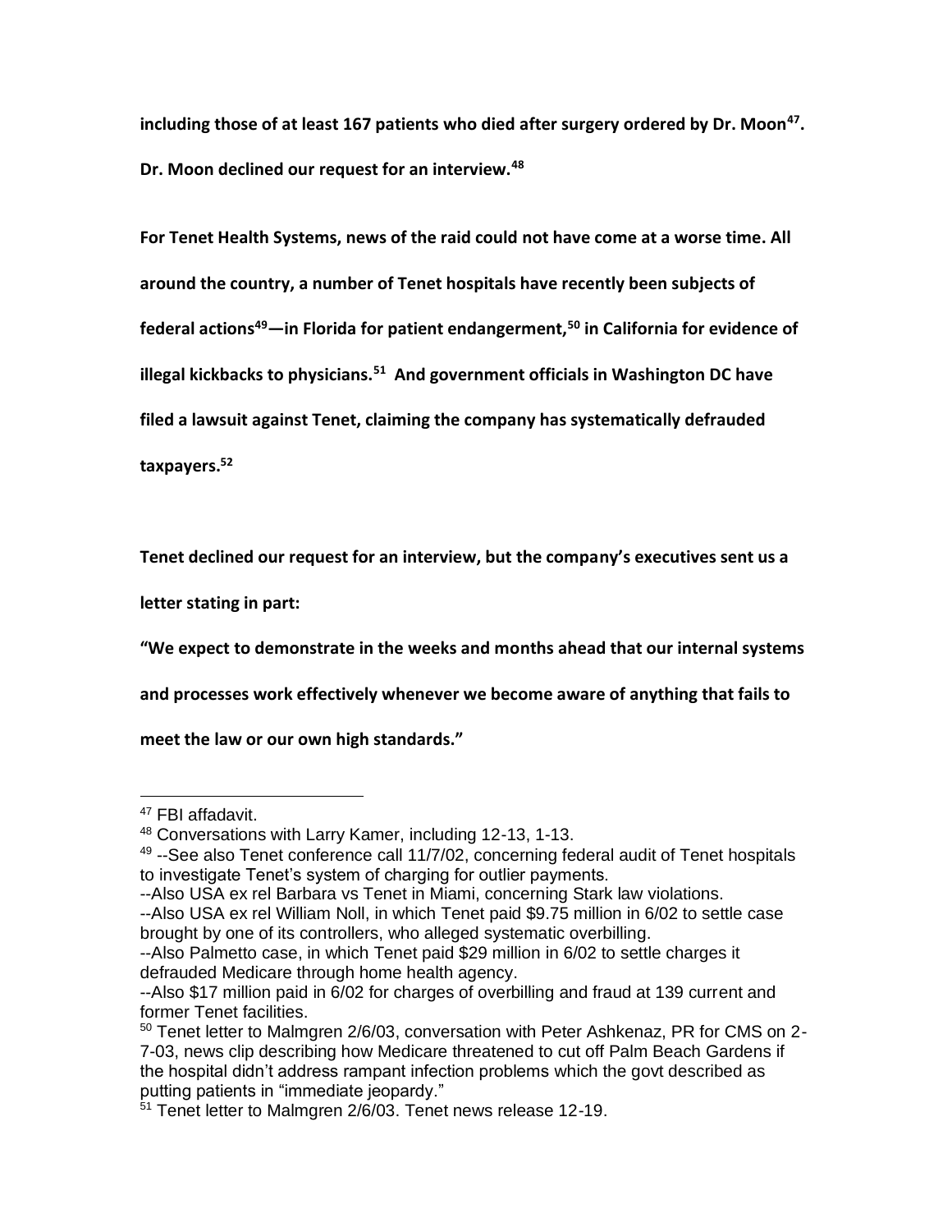**including those of at least 167 patients who died after surgery ordered by Dr. Moon[47]. Dr. Moon declined our request for an interview.[48]**

**For Tenet Health Systems, news of the raid could not have come at a worse time. All around the country, a number of Tenet hospitals have recently been subjects of federal actions[49]—in Florida for patient endangerment,[50] in California for evidence of illegal kickbacks to physicians.[51] And government officials in Washington DC have filed a lawsuit against Tenet, claiming the company has systematically defrauded taxpayers.[52]**

**Tenet declined our request for an interview, but the company's executives sent us a letter stating in part:**

**"We expect to demonstrate in the weeks and months ahead that our internal systems and processes work effectively whenever we become aware of anything that fails to meet the law or our own high standards."**

---

[47] FBI affadavit.

[48] Conversations with Larry Kamer, including 12-13, 1-13.

[49] --See also Tenet conference call 11/7/02, concerning federal audit of Tenet hospitals to investigate Tenet's system of charging for outlier payments.
--Also USA ex rel Barbara vs Tenet in Miami, concerning Stark law violations.
--Also USA ex rel William Noll, in which Tenet paid $9.75 million in 6/02 to settle case brought by one of its controllers, who alleged systematic overbilling.
--Also Palmetto case, in which Tenet paid $29 million in 6/02 to settle charges it defrauded Medicare through home health agency.
--Also $17 million paid in 6/02 for charges of overbilling and fraud at 139 current and former Tenet facilities.

[50] Tenet letter to Malmgren 2/6/03, conversation with Peter Ashkenaz, PR for CMS on 2-7-03, news clip describing how Medicare threatened to cut off Palm Beach Gardens if the hospital didn't address rampant infection problems which the govt described as putting patients in "immediate jeopardy."

[51] Tenet letter to Malmgren 2/6/03. Tenet news release 12-19.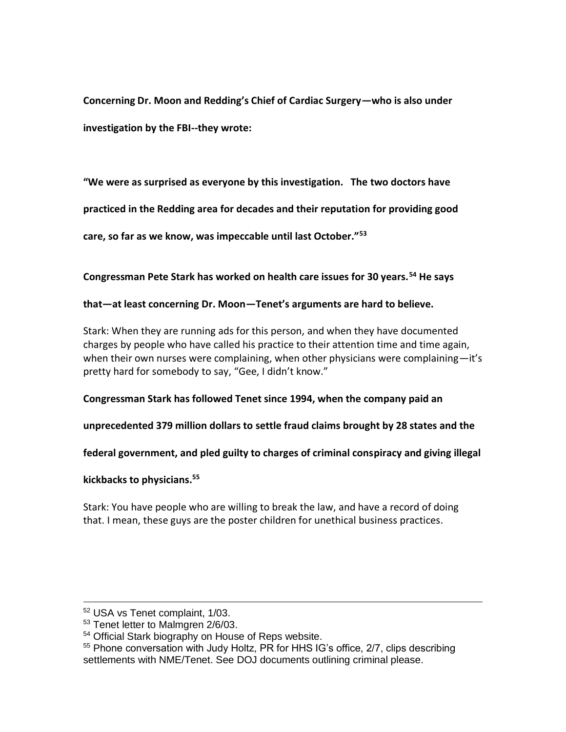**Concerning Dr. Moon and Redding's Chief of Cardiac Surgery—who is also under investigation by the FBI--they wrote:**

**"We were as surprised as everyone by this investigation. The two doctors have practiced in the Redding area for decades and their reputation for providing good care, so far as we know, was impeccable until last October."[53]**

**Congressman Pete Stark has worked on health care issues for 30 years.[54] He says that—at least concerning Dr. Moon—Tenet's arguments are hard to believe.**

Stark: When they are running ads for this person, and when they have documented charges by people who have called his practice to their attention time and time again, when their own nurses were complaining, when other physicians were complaining—it's pretty hard for somebody to say, "Gee, I didn't know."

**Congressman Stark has followed Tenet since 1994, when the company paid an unprecedented 379 million dollars to settle fraud claims brought by 28 states and the federal government, and pled guilty to charges of criminal conspiracy and giving illegal kickbacks to physicians.[55]**

Stark: You have people who are willing to break the law, and have a record of doing that. I mean, these guys are the poster children for unethical business practices.

---

[52] USA vs Tenet complaint, 1/03.

[53] Tenet letter to Malmgren 2/6/03.

[54] Official Stark biography on House of Reps website.

[55] Phone conversation with Judy Holtz, PR for HHS IG's office, 2/7, clips describing settlements with NME/Tenet. See DOJ documents outlining criminal please.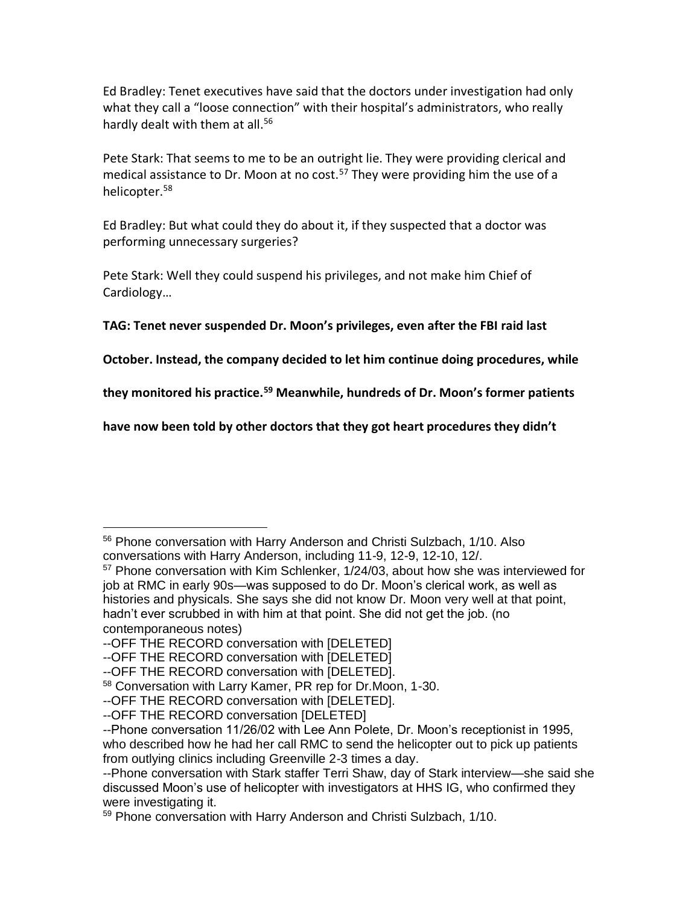Ed Bradley: Tenet executives have said that the doctors under investigation had only what they call a "loose connection" with their hospital's administrators, who really hardly dealt with them at all.[56]

Pete Stark: That seems to me to be an outright lie. They were providing clerical and medical assistance to Dr. Moon at no cost.[57] They were providing him the use of a helicopter.[58]

Ed Bradley: But what could they do about it, if they suspected that a doctor was performing unnecessary surgeries?

Pete Stark: Well they could suspend his privileges, and not make him Chief of Cardiology…

**TAG: Tenet never suspended Dr. Moon's privileges, even after the FBI raid last October. Instead, the company decided to let him continue doing procedures, while they monitored his practice.[59] Meanwhile, hundreds of Dr. Moon's former patients have now been told by other doctors that they got heart procedures they didn't**

---

[56] Phone conversation with Harry Anderson and Christi Sulzbach, 1/10. Also conversations with Harry Anderson, including 11-9, 12-9, 12-10, 12/.

[57] Phone conversation with Kim Schlenker, 1/24/03, about how she was interviewed for job at RMC in early 90s—was supposed to do Dr. Moon's clerical work, as well as histories and physicals. She says she did not know Dr. Moon very well at that point, hadn't ever scrubbed in with him at that point. She did not get the job. (no contemporaneous notes)

--OFF THE RECORD conversation with [DELETED]

--OFF THE RECORD conversation with [DELETED]

--OFF THE RECORD conversation with [DELETED].

[58] Conversation with Larry Kamer, PR rep for Dr.Moon, 1-30.

--OFF THE RECORD conversation with [DELETED].

--OFF THE RECORD conversation [DELETED]

--Phone conversation 11/26/02 with Lee Ann Polete, Dr. Moon's receptionist in 1995, who described how he had her call RMC to send the helicopter out to pick up patients from outlying clinics including Greenville 2-3 times a day.

--Phone conversation with Stark staffer Terri Shaw, day of Stark interview—she said she discussed Moon's use of helicopter with investigators at HHS IG, who confirmed they were investigating it.

[59] Phone conversation with Harry Anderson and Christi Sulzbach, 1/10.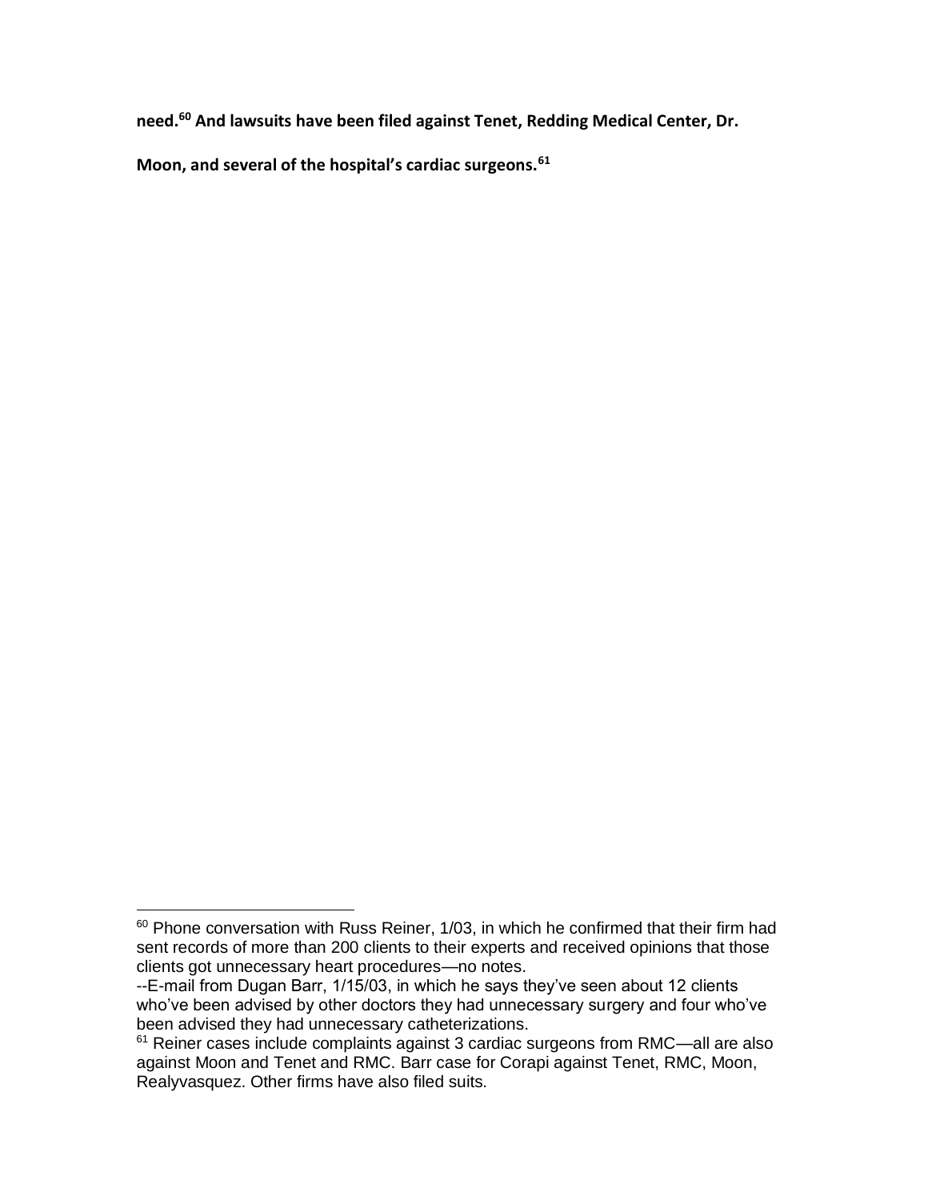**need.[60] And lawsuits have been filed against Tenet, Redding Medical Center, Dr. Moon, and several of the hospital's cardiac surgeons.[61]**

---

[60] Phone conversation with Russ Reiner, 1/03, in which he confirmed that their firm had sent records of more than 200 clients to their experts and received opinions that those clients got unnecessary heart procedures—no notes.

--E-mail from Dugan Barr, 1/15/03, in which he says they've seen about 12 clients who've been advised by other doctors they had unnecessary surgery and four who've been advised they had unnecessary catheterizations.

[61] Reiner cases include complaints against 3 cardiac surgeons from RMC—all are also against Moon and Tenet and RMC. Barr case for Corapi against Tenet, RMC, Moon, Realyvasquez. Other firms have also filed suits.